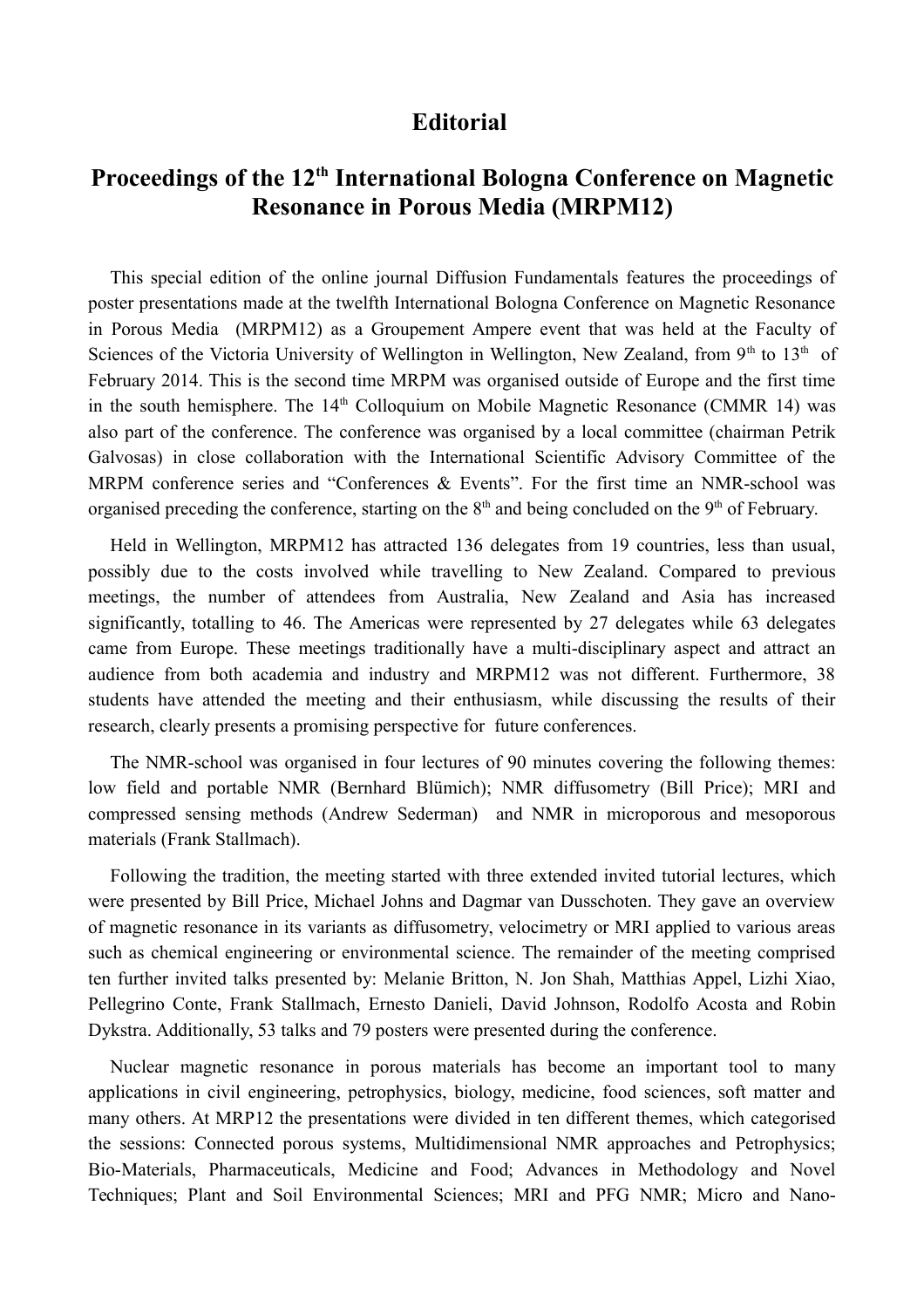# Editorial

## Proceedings of the 12th International Bologna Conference on Magnetic Resonance in Porous Media (MRPM12)

This special edition of the online journal Diffusion Fundamentals features the proceedings of poster presentations made at the twelfth International Bologna Conference on Magnetic Resonance in Porous Media (MRPM12) as a Groupement Ampere event that was held at the Faculty of Sciences of the Victoria University of Wellington in Wellington, New Zealand, from 9th to 13th of February 2014. This is the second time MRPM was organised outside of Europe and the first time in the south hemisphere. The 14th Colloquium on Mobile Magnetic Resonance (CMMR 14) was also part of the conference. The conference was organised by a local committee (chairman Petrik Galvosas) in close collaboration with the International Scientific Advisory Committee of the MRPM conference series and "Conferences & Events". For the first time an NMR-school was organised preceding the conference, starting on the 8th and being concluded on the 9th of February.

Held in Wellington, MRPM12 has attracted 136 delegates from 19 countries, less than usual, possibly due to the costs involved while travelling to New Zealand. Compared to previous meetings, the number of attendees from Australia, New Zealand and Asia has increased significantly, totalling to 46. The Americas were represented by 27 delegates while 63 delegates came from Europe. These meetings traditionally have a multi-disciplinary aspect and attract an audience from both academia and industry and MRPM12 was not different. Furthermore, 38 students have attended the meeting and their enthusiasm, while discussing the results of their research, clearly presents a promising perspective for future conferences.

The NMR-school was organised in four lectures of 90 minutes covering the following themes: low field and portable NMR (Bernhard Blümich); NMR diffusometry (Bill Price); MRI and compressed sensing methods (Andrew Sederman) and NMR in microporous and mesoporous materials (Frank Stallmach).

Following the tradition, the meeting started with three extended invited tutorial lectures, which were presented by Bill Price, Michael Johns and Dagmar van Dusschoten. They gave an overview of magnetic resonance in its variants as diffusometry, velocimetry or MRI applied to various areas such as chemical engineering or environmental science. The remainder of the meeting comprised ten further invited talks presented by: Melanie Britton, N. Jon Shah, Matthias Appel, Lizhi Xiao, Pellegrino Conte, Frank Stallmach, Ernesto Danieli, David Johnson, Rodolfo Acosta and Robin Dykstra. Additionally, 53 talks and 79 posters were presented during the conference.

Nuclear magnetic resonance in porous materials has become an important tool to many applications in civil engineering, petrophysics, biology, medicine, food sciences, soft matter and many others. At MRP12 the presentations were divided in ten different themes, which categorised the sessions: Connected porous systems, Multidimensional NMR approaches and Petrophysics; Bio-Materials, Pharmaceuticals, Medicine and Food; Advances in Methodology and Novel Techniques; Plant and Soil Environmental Sciences; MRI and PFG NMR; Micro and Nano-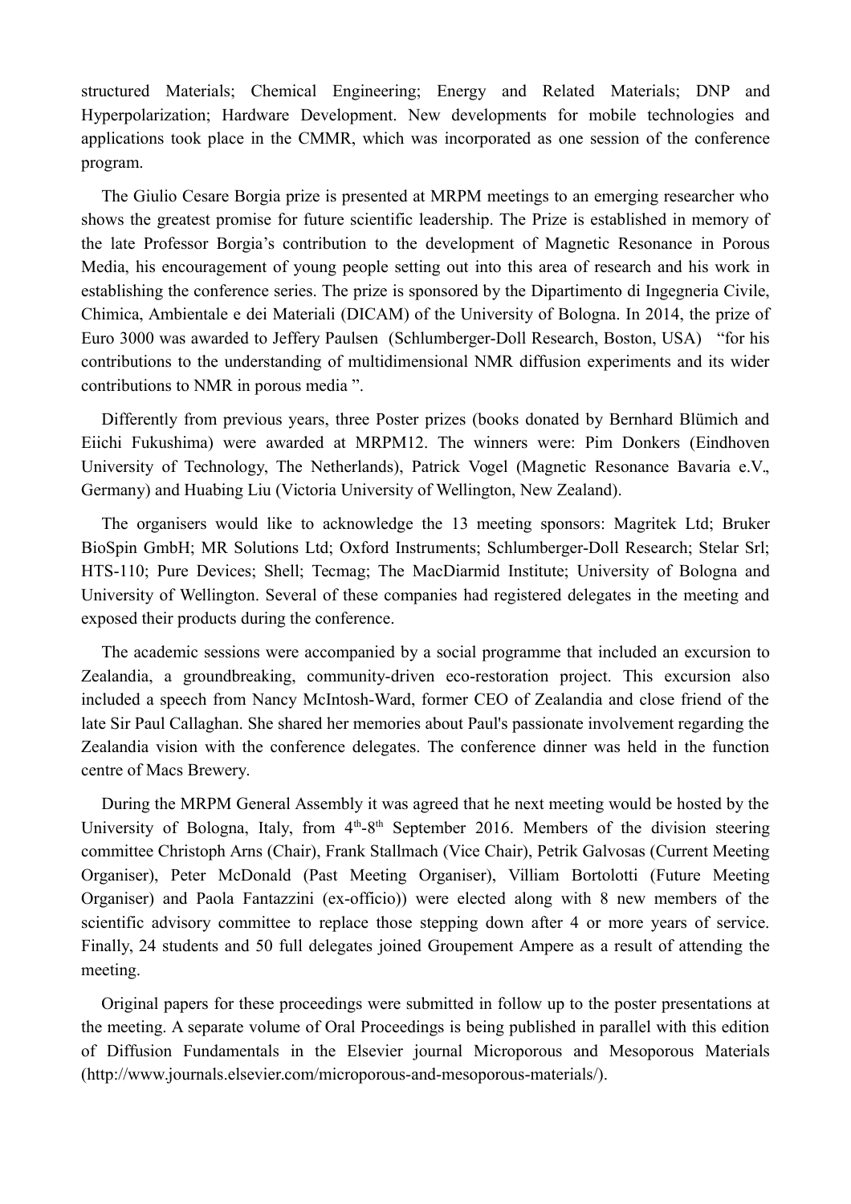structured Materials; Chemical Engineering; Energy and Related Materials; DNP and Hyperpolarization; Hardware Development. New developments for mobile technologies and applications took place in the CMMR, which was incorporated as one session of the conference program.

The Giulio Cesare Borgia prize is presented at MRPM meetings to an emerging researcher who shows the greatest promise for future scientific leadership. The Prize is established in memory of the late Professor Borgia's contribution to the development of Magnetic Resonance in Porous Media, his encouragement of young people setting out into this area of research and his work in establishing the conference series. The prize is sponsored by the Dipartimento di Ingegneria Civile, Chimica, Ambientale e dei Materiali (DICAM) of the University of Bologna. In 2014, the prize of Euro 3000 was awarded to Jeffery Paulsen (Schlumberger-Doll Research, Boston, USA) "for his contributions to the understanding of multidimensional NMR diffusion experiments and its wider contributions to NMR in porous media ".

Differently from previous years, three Poster prizes (books donated by Bernhard Blümich and Eiichi Fukushima) were awarded at MRPM12. The winners were: Pim Donkers (Eindhoven University of Technology, The Netherlands), Patrick Vogel (Magnetic Resonance Bavaria e.V., Germany) and Huabing Liu (Victoria University of Wellington, New Zealand).

The organisers would like to acknowledge the 13 meeting sponsors: Magritek Ltd; Bruker BioSpin GmbH; MR Solutions Ltd; Oxford Instruments; Schlumberger-Doll Research; Stelar Srl; HTS-110; Pure Devices; Shell; Tecmag; The MacDiarmid Institute; University of Bologna and University of Wellington. Several of these companies had registered delegates in the meeting and exposed their products during the conference.

The academic sessions were accompanied by a social programme that included an excursion to Zealandia, a groundbreaking, community-driven eco-restoration project. This excursion also included a speech from Nancy McIntosh-Ward, former CEO of Zealandia and close friend of the late Sir Paul Callaghan. She shared her memories about Paul's passionate involvement regarding the Zealandia vision with the conference delegates. The conference dinner was held in the function centre of Macs Brewery.

During the MRPM General Assembly it was agreed that he next meeting would be hosted by the University of Bologna, Italy, from $4^{th}$-$8^{th}$ September 2016. Members of the division steering committee Christoph Arns (Chair), Frank Stallmach (Vice Chair), Petrik Galvosas (Current Meeting Organiser), Peter McDonald (Past Meeting Organiser), Villiam Bortolotti (Future Meeting Organiser) and Paola Fantazzini (ex-officio)) were elected along with 8 new members of the scientific advisory committee to replace those stepping down after 4 or more years of service. Finally, 24 students and 50 full delegates joined Groupement Ampere as a result of attending the meeting.

Original papers for these proceedings were submitted in follow up to the poster presentations at the meeting. A separate volume of Oral Proceedings is being published in parallel with this edition of Diffusion Fundamentals in the Elsevier journal Microporous and Mesoporous Materials (http://www.journals.elsevier.com/microporous-and-mesoporous-materials/).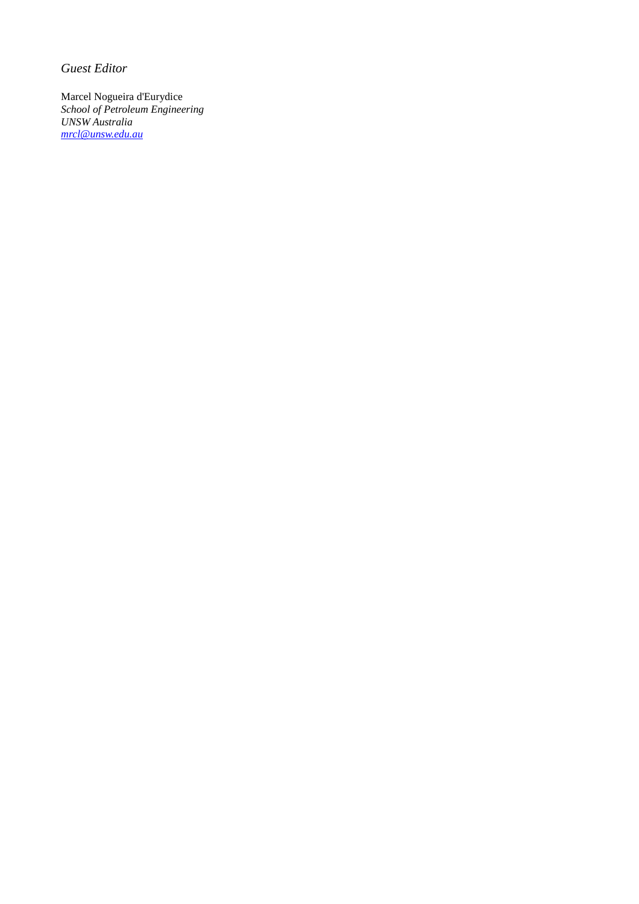*Guest Editor*

Marcel Nogueira d'Eurydice
*School of Petroleum Engineering*
*UNSW Australia*
*mrcl@unsw.edu.au*